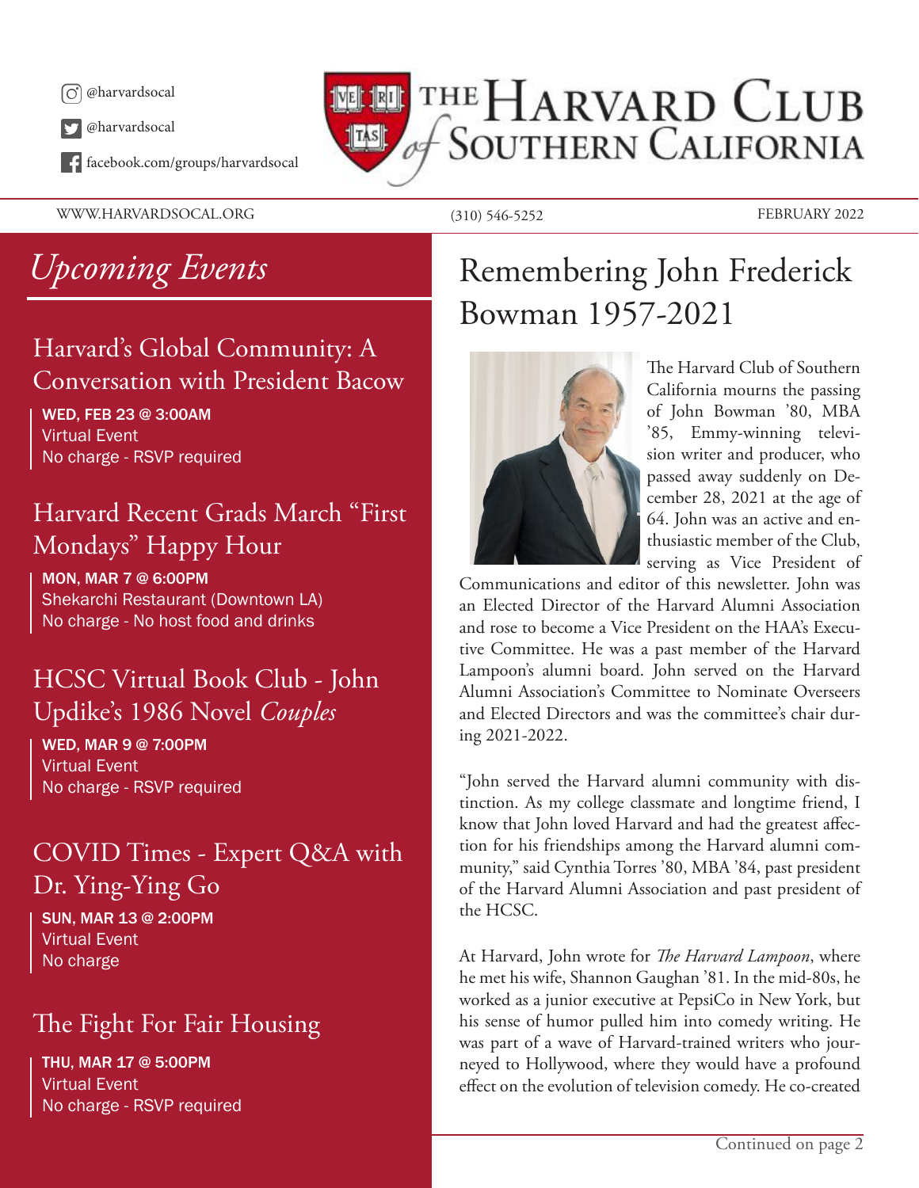@harvardsocal

@harvardsocal

facebook.com/groups/harvardsocal

# The Harvard Club of Southern California

WWW.HARVARDSOCAL.ORG (310) 546-5252 FEBRUARY 2022

## *Upcoming Events*

### Harvard's Global Community: A Conversation with President Bacow

**WED, FEB 23 @ 3:00AM**
Virtual Event
No charge - RSVP required

### Harvard Recent Grads March "First Mondays" Happy Hour

**MON, MAR 7 @ 6:00PM**
Shekarchi Restaurant (Downtown LA)
No charge - No host food and drinks

### HCSC Virtual Book Club - John Updike's 1986 Novel *Couples*

**WED, MAR 9 @ 7:00PM**
Virtual Event
No charge - RSVP required

### COVID Times - Expert Q&A with Dr. Ying-Ying Go

**SUN, MAR 13 @ 2:00PM**
Virtual Event
No charge

### The Fight For Fair Housing

**THU, MAR 17 @ 5:00PM**
Virtual Event
No charge - RSVP required

## Remembering John Frederick Bowman 1957-2021

The Harvard Club of Southern California mourns the passing of John Bowman '80, MBA '85, Emmy-winning television writer and producer, who passed away suddenly on December 28, 2021 at the age of 64. John was an active and enthusiastic member of the Club, serving as Vice President of Communications and editor of this newsletter. John was an Elected Director of the Harvard Alumni Association and rose to become a Vice President on the HAA's Executive Committee. He was a past member of the Harvard Lampoon's alumni board. John served on the Harvard Alumni Association's Committee to Nominate Overseers and Elected Directors and was the committee's chair during 2021-2022.

"John served the Harvard alumni community with distinction. As my college classmate and longtime friend, I know that John loved Harvard and had the greatest affection for his friendships among the Harvard alumni community," said Cynthia Torres '80, MBA '84, past president of the Harvard Alumni Association and past president of the HCSC.

At Harvard, John wrote for *The Harvard Lampoon*, where he met his wife, Shannon Gaughan '81. In the mid-80s, he worked as a junior executive at PepsiCo in New York, but his sense of humor pulled him into comedy writing. He was part of a wave of Harvard-trained writers who journeyed to Hollywood, where they would have a profound effect on the evolution of television comedy. He co-created

Continued on page 2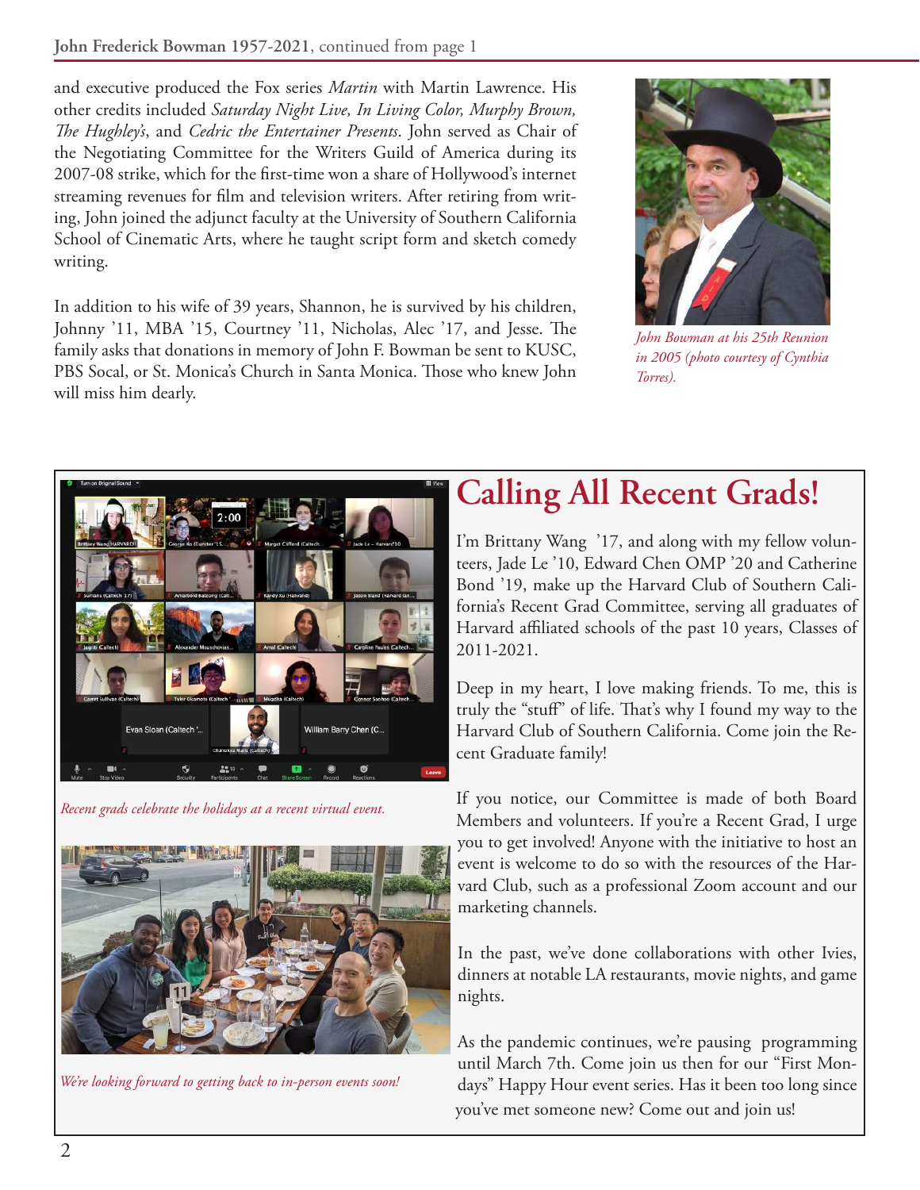and executive produced the Fox series *Martin* with Martin Lawrence. His other credits included *Saturday Night Live, In Living Color, Murphy Brown, The Hughley's*, and *Cedric the Entertainer Presents*. John served as Chair of the Negotiating Committee for the Writers Guild of America during its 2007-08 strike, which for the first-time won a share of Hollywood's internet streaming revenues for film and television writers. After retiring from writing, John joined the adjunct faculty at the University of Southern California School of Cinematic Arts, where he taught script form and sketch comedy writing.

In addition to his wife of 39 years, Shannon, he is survived by his children, Johnny '11, MBA '15, Courtney '11, Nicholas, Alec '17, and Jesse. The family asks that donations in memory of John F. Bowman be sent to KUSC, PBS Socal, or St. Monica's Church in Santa Monica. Those who knew John will miss him dearly.

*John Bowman at his 25th Reunion in 2005 (photo courtesy of Cynthia Torres).*

# Calling All Recent Grads!

I'm Brittany Wang '17, and along with my fellow volunteers, Jade Le '10, Edward Chen OMP '20 and Catherine Bond '19, make up the Harvard Club of Southern California's Recent Grad Committee, serving all graduates of Harvard affiliated schools of the past 10 years, Classes of 2011-2021.

Deep in my heart, I love making friends. To me, this is truly the "stuff" of life. That's why I found my way to the Harvard Club of Southern California. Come join the Recent Graduate family!

If you notice, our Committee is made of both Board Members and volunteers. If you're a Recent Grad, I urge you to get involved! Anyone with the initiative to host an event is welcome to do so with the resources of the Harvard Club, such as a professional Zoom account and our marketing channels.

In the past, we've done collaborations with other Ivies, dinners at notable LA restaurants, movie nights, and game nights.

As the pandemic continues, we're pausing programming until March 7th. Come join us then for our "First Mondays" Happy Hour event series. Has it been too long since you've met someone new? Come out and join us!

*Recent grads celebrate the holidays at a recent virtual event.*

*We're looking forward to getting back to in-person events soon!*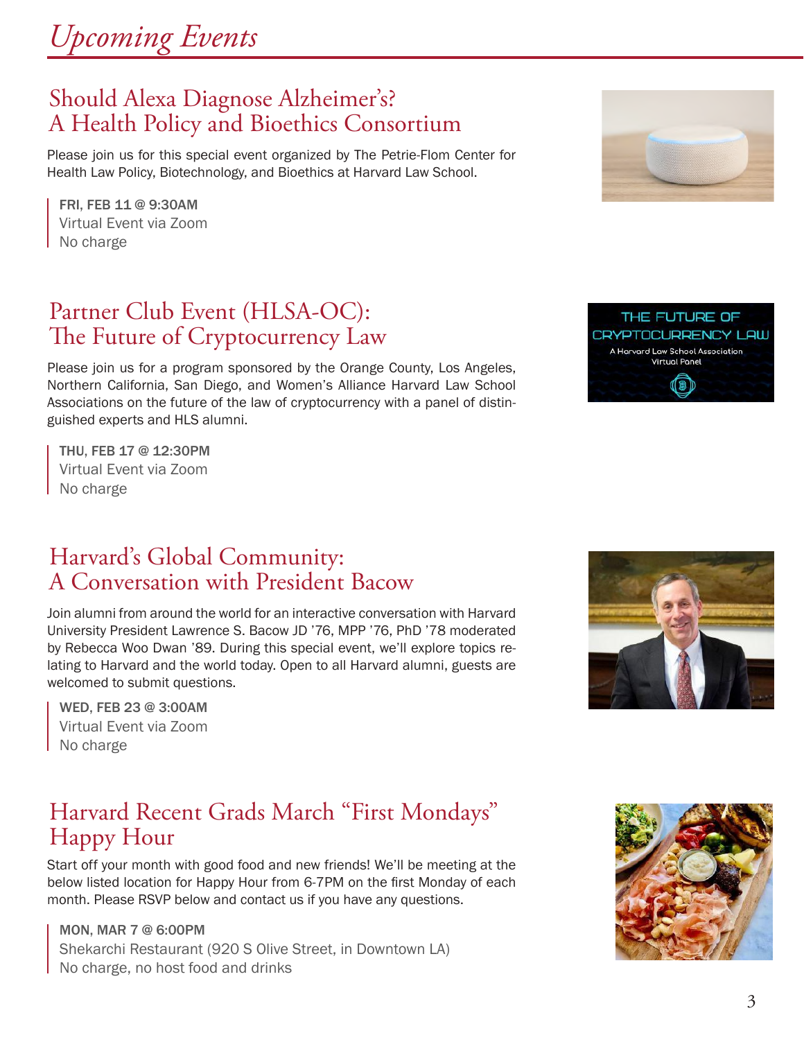# *Upcoming Events*

## Should Alexa Diagnose Alzheimer's? A Health Policy and Bioethics Consortium

Please join us for this special event organized by The Petrie-Flom Center for Health Law Policy, Biotechnology, and Bioethics at Harvard Law School.

FRI, FEB 11 @ 9:30AM
Virtual Event via Zoom
No charge

## Partner Club Event (HLSA-OC): The Future of Cryptocurrency Law

Please join us for a program sponsored by the Orange County, Los Angeles, Northern California, San Diego, and Women's Alliance Harvard Law School Associations on the future of the law of cryptocurrency with a panel of distinguished experts and HLS alumni.

THU, FEB 17 @ 12:30PM
Virtual Event via Zoom
No charge

## Harvard's Global Community: A Conversation with President Bacow

Join alumni from around the world for an interactive conversation with Harvard University President Lawrence S. Bacow JD '76, MPP '76, PhD '78 moderated by Rebecca Woo Dwan '89. During this special event, we'll explore topics relating to Harvard and the world today. Open to all Harvard alumni, guests are welcomed to submit questions.

WED, FEB 23 @ 3:00AM
Virtual Event via Zoom
No charge

## Harvard Recent Grads March "First Mondays" Happy Hour

Start off your month with good food and new friends! We'll be meeting at the below listed location for Happy Hour from 6-7PM on the first Monday of each month. Please RSVP below and contact us if you have any questions.

MON, MAR 7 @ 6:00PM
Shekarchi Restaurant (920 S Olive Street, in Downtown LA)
No charge, no host food and drinks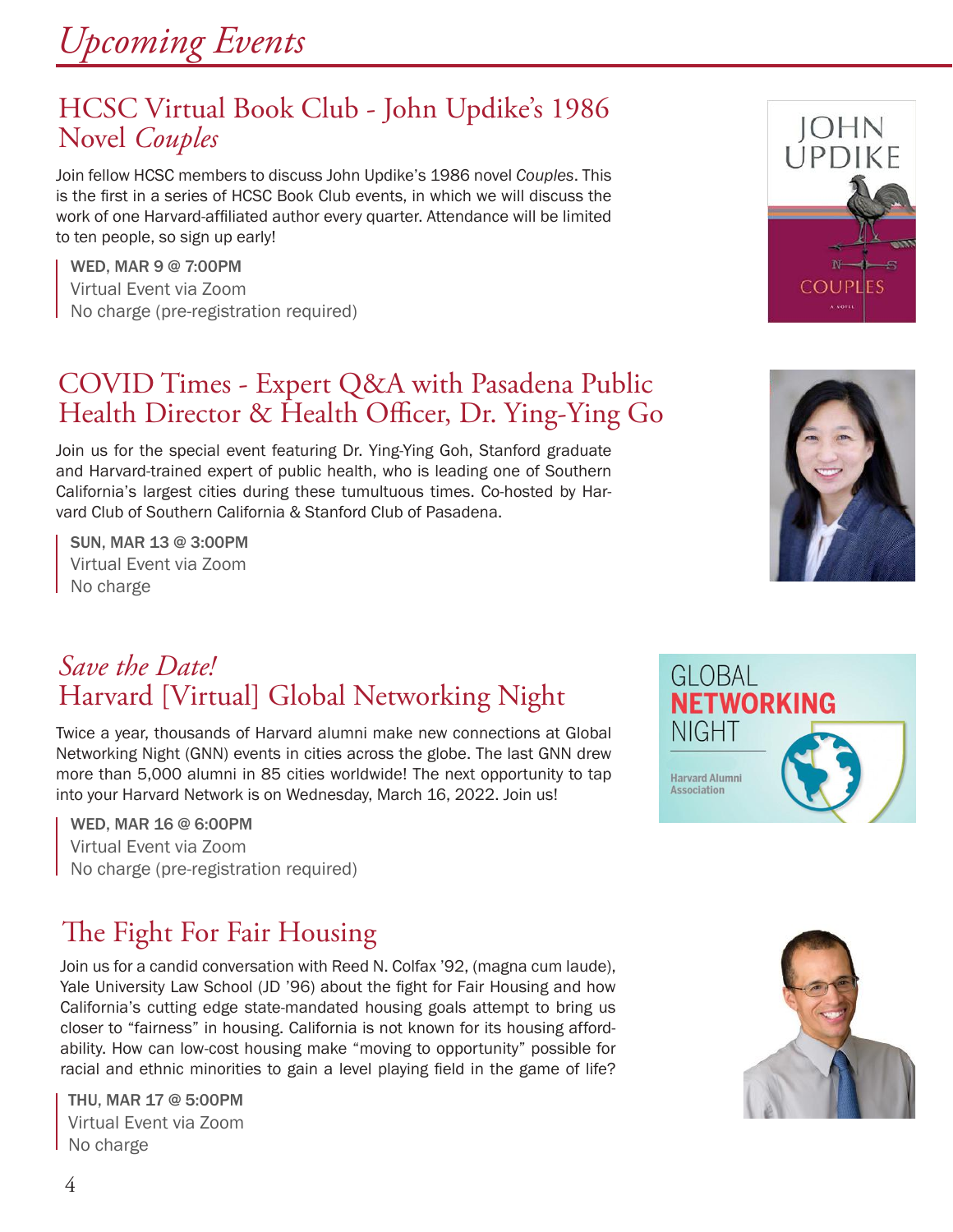# *Upcoming Events*

## HCSC Virtual Book Club - John Updike's 1986 Novel *Couples*

Join fellow HCSC members to discuss John Updike's 1986 novel *Couples*. This is the first in a series of HCSC Book Club events, in which we will discuss the work of one Harvard-affiliated author every quarter. Attendance will be limited to ten people, so sign up early!

WED, MAR 9 @ 7:00PM
Virtual Event via Zoom
No charge (pre-registration required)

## COVID Times - Expert Q&A with Pasadena Public Health Director & Health Officer, Dr. Ying-Ying Go

Join us for the special event featuring Dr. Ying-Ying Goh, Stanford graduate and Harvard-trained expert of public health, who is leading one of Southern California's largest cities during these tumultuous times. Co-hosted by Harvard Club of Southern California & Stanford Club of Pasadena.

SUN, MAR 13 @ 3:00PM
Virtual Event via Zoom
No charge

## *Save the Date!* Harvard [Virtual] Global Networking Night

Twice a year, thousands of Harvard alumni make new connections at Global Networking Night (GNN) events in cities across the globe. The last GNN drew more than 5,000 alumni in 85 cities worldwide! The next opportunity to tap into your Harvard Network is on Wednesday, March 16, 2022. Join us!

WED, MAR 16 @ 6:00PM
Virtual Event via Zoom
No charge (pre-registration required)

## The Fight For Fair Housing

Join us for a candid conversation with Reed N. Colfax '92, (magna cum laude), Yale University Law School (JD '96) about the fight for Fair Housing and how California's cutting edge state-mandated housing goals attempt to bring us closer to "fairness" in housing. California is not known for its housing affordability. How can low-cost housing make "moving to opportunity" possible for racial and ethnic minorities to gain a level playing field in the game of life?

THU, MAR 17 @ 5:00PM
Virtual Event via Zoom
No charge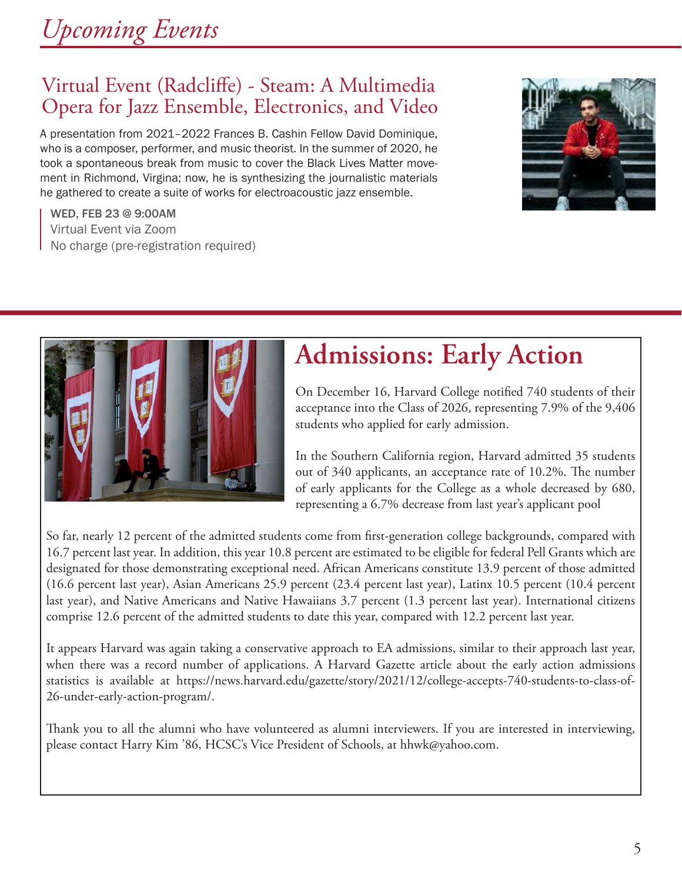# *Upcoming Events*

## Virtual Event (Radcliffe) - Steam: A Multimedia Opera for Jazz Ensemble, Electronics, and Video

A presentation from 2021–2022 Frances B. Cashin Fellow David Dominique, who is a composer, performer, and music theorist. In the summer of 2020, he took a spontaneous break from music to cover the Black Lives Matter movement in Richmond, Virgina; now, he is synthesizing the journalistic materials he gathered to create a suite of works for electroacoustic jazz ensemble.

WED, FEB 23 @ 9:00AM
Virtual Event via Zoom
No charge (pre-registration required)

# Admissions: Early Action

On December 16, Harvard College notified 740 students of their acceptance into the Class of 2026, representing 7.9% of the 9,406 students who applied for early admission.

In the Southern California region, Harvard admitted 35 students out of 340 applicants, an acceptance rate of 10.2%. The number of early applicants for the College as a whole decreased by 680, representing a 6.7% decrease from last year's applicant pool

So far, nearly 12 percent of the admitted students come from first-generation college backgrounds, compared with 16.7 percent last year. In addition, this year 10.8 percent are estimated to be eligible for federal Pell Grants which are designated for those demonstrating exceptional need. African Americans constitute 13.9 percent of those admitted (16.6 percent last year), Asian Americans 25.9 percent (23.4 percent last year), Latinx 10.5 percent (10.4 percent last year), and Native Americans and Native Hawaiians 3.7 percent (1.3 percent last year). International citizens comprise 12.6 percent of the admitted students to date this year, compared with 12.2 percent last year.

It appears Harvard was again taking a conservative approach to EA admissions, similar to their approach last year, when there was a record number of applications. A Harvard Gazette article about the early action admissions statistics is available at https://news.harvard.edu/gazette/story/2021/12/college-accepts-740-students-to-class-of-26-under-early-action-program/.

Thank you to all the alumni who have volunteered as alumni interviewers. If you are interested in interviewing, please contact Harry Kim '86, HCSC's Vice President of Schools, at hhwk@yahoo.com.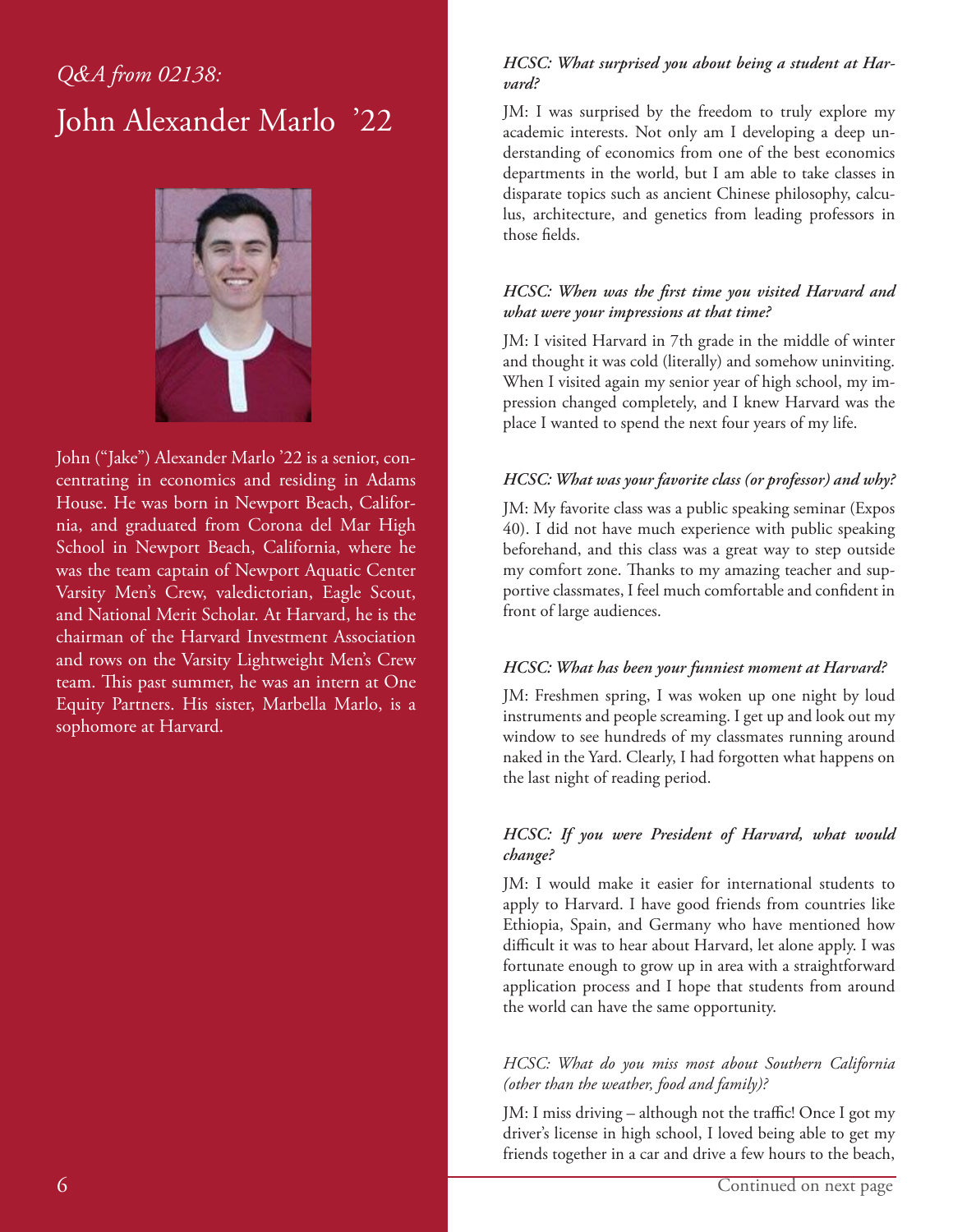*Q&A from 02138:*

# John Alexander Marlo '22

John ("Jake") Alexander Marlo '22 is a senior, concentrating in economics and residing in Adams House. He was born in Newport Beach, California, and graduated from Corona del Mar High School in Newport Beach, California, where he was the team captain of Newport Aquatic Center Varsity Men's Crew, valedictorian, Eagle Scout, and National Merit Scholar. At Harvard, he is the chairman of the Harvard Investment Association and rows on the Varsity Lightweight Men's Crew team. This past summer, he was an intern at One Equity Partners. His sister, Marbella Marlo, is a sophomore at Harvard.

***HCSC: What surprised you about being a student at Harvard?***

JM: I was surprised by the freedom to truly explore my academic interests. Not only am I developing a deep understanding of economics from one of the best economics departments in the world, but I am able to take classes in disparate topics such as ancient Chinese philosophy, calculus, architecture, and genetics from leading professors in those fields.

***HCSC: When was the first time you visited Harvard and what were your impressions at that time?***

JM: I visited Harvard in 7th grade in the middle of winter and thought it was cold (literally) and somehow uninviting. When I visited again my senior year of high school, my impression changed completely, and I knew Harvard was the place I wanted to spend the next four years of my life.

***HCSC: What was your favorite class (or professor) and why?***

JM: My favorite class was a public speaking seminar (Expos 40). I did not have much experience with public speaking beforehand, and this class was a great way to step outside my comfort zone. Thanks to my amazing teacher and supportive classmates, I feel much comfortable and confident in front of large audiences.

***HCSC: What has been your funniest moment at Harvard?***

JM: Freshmen spring, I was woken up one night by loud instruments and people screaming. I get up and look out my window to see hundreds of my classmates running around naked in the Yard. Clearly, I had forgotten what happens on the last night of reading period.

***HCSC: If you were President of Harvard, what would change?***

JM: I would make it easier for international students to apply to Harvard. I have good friends from countries like Ethiopia, Spain, and Germany who have mentioned how difficult it was to hear about Harvard, let alone apply. I was fortunate enough to grow up in area with a straightforward application process and I hope that students from around the world can have the same opportunity.

*HCSC: What do you miss most about Southern California (other than the weather, food and family)?*

JM: I miss driving – although not the traffic! Once I got my driver's license in high school, I loved being able to get my friends together in a car and drive a few hours to the beach,

Continued on next page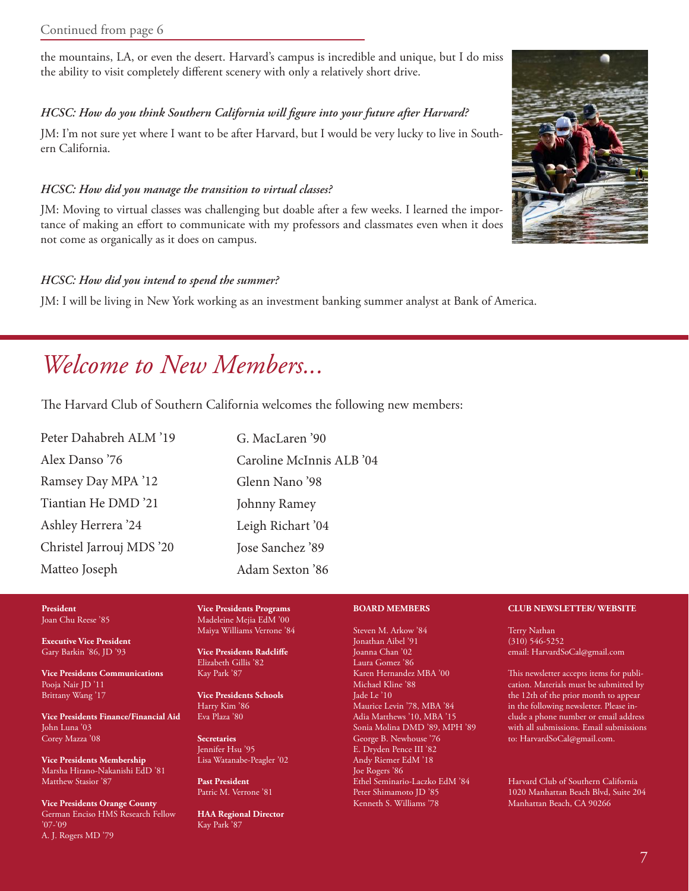Continued from page 6

the mountains, LA, or even the desert. Harvard's campus is incredible and unique, but I do miss the ability to visit completely different scenery with only a relatively short drive.

*HCSC: How do you think Southern California will figure into your future after Harvard?*

JM: I'm not sure yet where I want to be after Harvard, but I would be very lucky to live in Southern California.

*HCSC: How did you manage the transition to virtual classes?*

JM: Moving to virtual classes was challenging but doable after a few weeks. I learned the importance of making an effort to communicate with my professors and classmates even when it does not come as organically as it does on campus.

*HCSC: How did you intend to spend the summer?*

JM: I will be living in New York working as an investment banking summer analyst at Bank of America.

# *Welcome to New Members...*

The Harvard Club of Southern California welcomes the following new members:

Peter Dahabreh ALM '19
Alex Danso '76
Ramsey Day MPA '12
Tiantian He DMD '21
Ashley Herrera '24
Christel Jarrouj MDS '20
Matteo Joseph
G. MacLaren '90
Caroline McInnis ALB '04
Glenn Nano '98
Johnny Ramey
Leigh Richart '04
Jose Sanchez '89
Adam Sexton '86

**President**
Joan Chu Reese '85

**Executive Vice President**
Gary Barkin '86, JD '93

**Vice Presidents Communications**
Pooja Nair JD '11
Brittany Wang '17

**Vice Presidents Finance/Financial Aid**
John Luna '03
Corey Mazza '08

**Vice Presidents Membership**
Marsha Hirano-Nakanishi EdD '81
Matthew Stasior '87

**Vice Presidents Orange County**
German Enciso HMS Research Fellow '07-'09
A. J. Rogers MD '79

**Vice Presidents Programs**
Madeleine Mejia EdM '00
Maiya Williams Verrone '84

**Vice Presidents Radcliffe**
Elizabeth Gillis '82
Kay Park '87

**Vice Presidents Schools**
Harry Kim '86
Eva Plaza '80

**Secretaries**
Jennifer Hsu '95
Lisa Watanabe-Peagler '02

**Past President**
Patric M. Verrone '81

**HAA Regional Director**
Kay Park '87

**BOARD MEMBERS**

Steven M. Arkow '84
Jonathan Aibel '91
Joanna Chan '02
Laura Gomez '86
Karen Hernandez MBA '00
Michael Kline '88
Jade Le '10
Maurice Levin '78, MBA '84
Adia Matthews '10, MBA '15
Sonia Molina DMD '89, MPH '89
George B. Newhouse '76
E. Dryden Pence III '82
Andy Riemer EdM '18
Joe Rogers '86
Ethel Seminario-Laczko EdM '84
Peter Shimamoto JD '85
Kenneth S. Williams '78

**CLUB NEWSLETTER/ WEBSITE**

Terry Nathan
(310) 546-5252
email: HarvardSoCal@gmail.com

This newsletter accepts items for publication. Materials must be submitted by the 12th of the prior month to appear in the following newsletter. Please include a phone number or email address with all submissions. Email submissions to: HarvardSoCal@gmail.com.

Harvard Club of Southern California
1020 Manhattan Beach Blvd, Suite 204
Manhattan Beach, CA 90266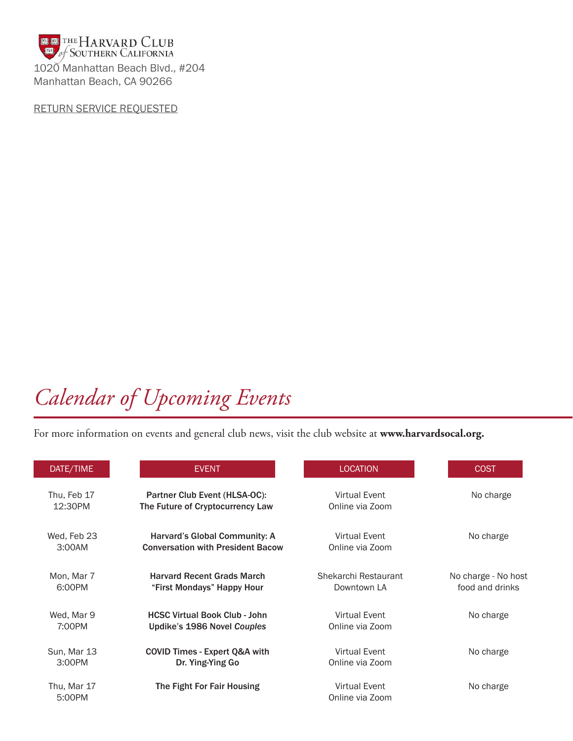THE HARVARD CLUB of SOUTHERN CALIFORNIA

1020 Manhattan Beach Blvd., #204
Manhattan Beach, CA 90266

RETURN SERVICE REQUESTED

# *Calendar of Upcoming Events*

For more information on events and general club news, visit the club website at **www.harvardsocal.org.**

| DATE/TIME | EVENT | LOCATION | COST |
|---|---|---|---|
| Thu, Feb 17<br>12:30PM | **Partner Club Event (HLSA-OC): The Future of Cryptocurrency Law** | Virtual Event<br>Online via Zoom | No charge |
| Wed, Feb 23<br>3:00AM | **Harvard's Global Community: A Conversation with President Bacow** | Virtual Event<br>Online via Zoom | No charge |
| Mon, Mar 7<br>6:00PM | **Harvard Recent Grads March "First Mondays" Happy Hour** | Shekarchi Restaurant<br>Downtown LA | No charge - No host food and drinks |
| Wed, Mar 9<br>7:00PM | **HCSC Virtual Book Club - John Updike's 1986 Novel *Couples*** | Virtual Event<br>Online via Zoom | No charge |
| Sun, Mar 13<br>3:00PM | **COVID Times - Expert Q&A with Dr. Ying-Ying Go** | Virtual Event<br>Online via Zoom | No charge |
| Thu, Mar 17<br>5:00PM | **The Fight For Fair Housing** | Virtual Event<br>Online via Zoom | No charge |